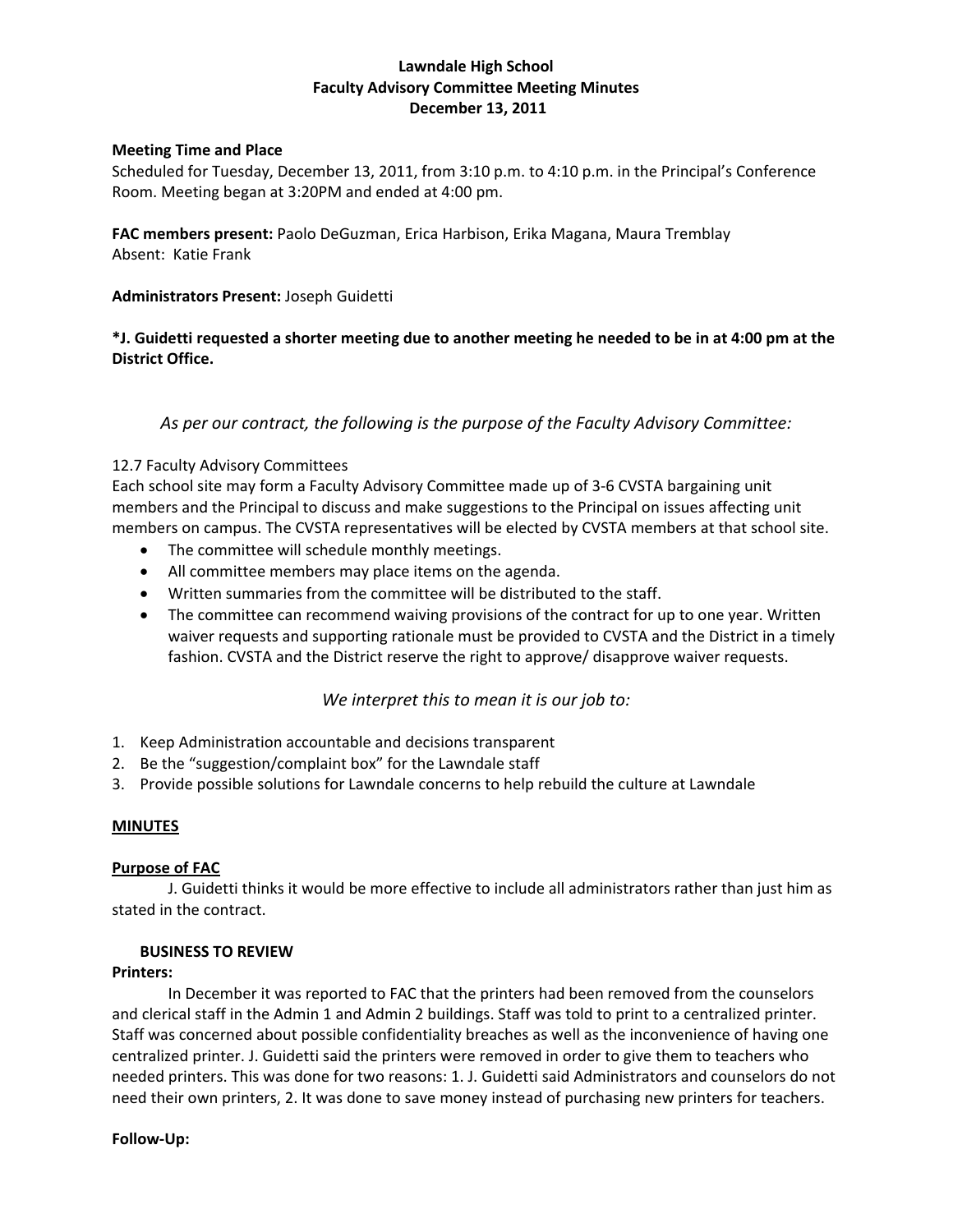# Lawndale High School
## Faculty Advisory Committee Meeting Minutes
### December 13, 2011

**Meeting Time and Place**
Scheduled for Tuesday, December 13, 2011, from 3:10 p.m. to 4:10 p.m. in the Principal's Conference Room. Meeting began at 3:20PM and ended at 4:00 pm.

**FAC members present:** Paolo DeGuzman, Erica Harbison, Erika Magana, Maura Tremblay
Absent: Katie Frank

**Administrators Present:** Joseph Guidetti

**\*J. Guidetti requested a shorter meeting due to another meeting he needed to be in at 4:00 pm at the District Office.**

*As per our contract, the following is the purpose of the Faculty Advisory Committee:*

12.7 Faculty Advisory Committees
Each school site may form a Faculty Advisory Committee made up of 3-6 CVSTA bargaining unit members and the Principal to discuss and make suggestions to the Principal on issues affecting unit members on campus. The CVSTA representatives will be elected by CVSTA members at that school site.

- The committee will schedule monthly meetings.
- All committee members may place items on the agenda.
- Written summaries from the committee will be distributed to the staff.
- The committee can recommend waiving provisions of the contract for up to one year. Written waiver requests and supporting rationale must be provided to CVSTA and the District in a timely fashion. CVSTA and the District reserve the right to approve/ disapprove waiver requests.

*We interpret this to mean it is our job to:*

1. Keep Administration accountable and decisions transparent
2. Be the "suggestion/complaint box" for the Lawndale staff
3. Provide possible solutions for Lawndale concerns to help rebuild the culture at Lawndale

**MINUTES**

**Purpose of FAC**

J. Guidetti thinks it would be more effective to include all administrators rather than just him as stated in the contract.

**BUSINESS TO REVIEW**

**Printers:**

In December it was reported to FAC that the printers had been removed from the counselors and clerical staff in the Admin 1 and Admin 2 buildings. Staff was told to print to a centralized printer. Staff was concerned about possible confidentiality breaches as well as the inconvenience of having one centralized printer. J. Guidetti said the printers were removed in order to give them to teachers who needed printers. This was done for two reasons: 1. J. Guidetti said Administrators and counselors do not need their own printers, 2. It was done to save money instead of purchasing new printers for teachers.

**Follow-Up:**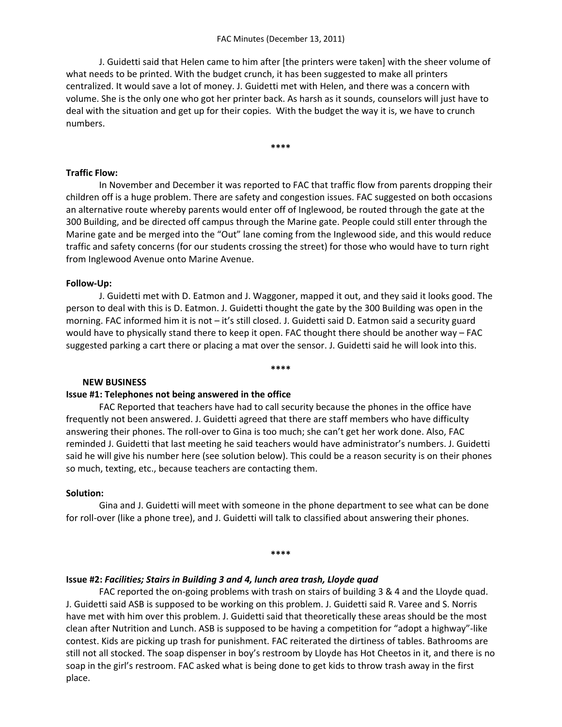J. Guidetti said that Helen came to him after [the printers were taken] with the sheer volume of what needs to be printed. With the budget crunch, it has been suggested to make all printers centralized. It would save a lot of money. J. Guidetti met with Helen, and there was a concern with volume. She is the only one who got her printer back. As harsh as it sounds, counselors will just have to deal with the situation and get up for their copies. With the budget the way it is, we have to crunch numbers.

****

**Traffic Flow:**

In November and December it was reported to FAC that traffic flow from parents dropping their children off is a huge problem. There are safety and congestion issues. FAC suggested on both occasions an alternative route whereby parents would enter off of Inglewood, be routed through the gate at the 300 Building, and be directed off campus through the Marine gate. People could still enter through the Marine gate and be merged into the "Out" lane coming from the Inglewood side, and this would reduce traffic and safety concerns (for our students crossing the street) for those who would have to turn right from Inglewood Avenue onto Marine Avenue.

**Follow-Up:**

J. Guidetti met with D. Eatmon and J. Waggoner, mapped it out, and they said it looks good. The person to deal with this is D. Eatmon. J. Guidetti thought the gate by the 300 Building was open in the morning. FAC informed him it is not – it's still closed. J. Guidetti said D. Eatmon said a security guard would have to physically stand there to keep it open. FAC thought there should be another way – FAC suggested parking a cart there or placing a mat over the sensor. J. Guidetti said he will look into this.

****

**NEW BUSINESS**

**Issue #1: Telephones not being answered in the office**

FAC Reported that teachers have had to call security because the phones in the office have frequently not been answered. J. Guidetti agreed that there are staff members who have difficulty answering their phones. The roll-over to Gina is too much; she can't get her work done. Also, FAC reminded J. Guidetti that last meeting he said teachers would have administrator's numbers. J. Guidetti said he will give his number here (see solution below). This could be a reason security is on their phones so much, texting, etc., because teachers are contacting them.

**Solution:**

Gina and J. Guidetti will meet with someone in the phone department to see what can be done for roll-over (like a phone tree), and J. Guidetti will talk to classified about answering their phones.

****

**Issue #2:** ***Facilities; Stairs in Building 3 and 4, lunch area trash, Lloyde quad***

FAC reported the on-going problems with trash on stairs of building 3 & 4 and the Lloyde quad. J. Guidetti said ASB is supposed to be working on this problem. J. Guidetti said R. Varee and S. Norris have met with him over this problem. J. Guidetti said that theoretically these areas should be the most clean after Nutrition and Lunch. ASB is supposed to be having a competition for "adopt a highway"-like contest. Kids are picking up trash for punishment. FAC reiterated the dirtiness of tables. Bathrooms are still not all stocked. The soap dispenser in boy's restroom by Lloyde has Hot Cheetos in it, and there is no soap in the girl's restroom. FAC asked what is being done to get kids to throw trash away in the first place.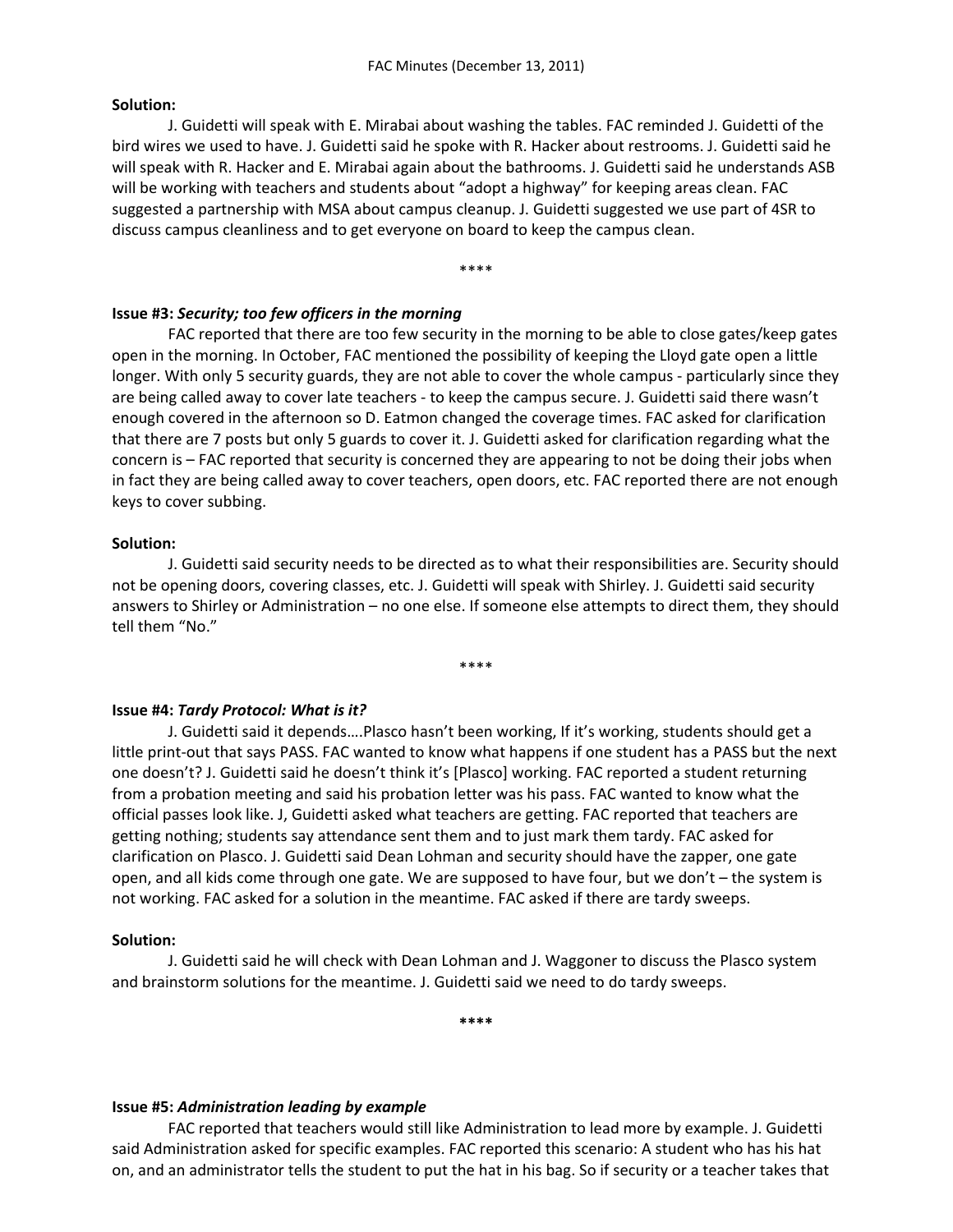**Solution:**

J. Guidetti will speak with E. Mirabai about washing the tables. FAC reminded J. Guidetti of the bird wires we used to have. J. Guidetti said he spoke with R. Hacker about restrooms. J. Guidetti said he will speak with R. Hacker and E. Mirabai again about the bathrooms. J. Guidetti said he understands ASB will be working with teachers and students about "adopt a highway" for keeping areas clean. FAC suggested a partnership with MSA about campus cleanup. J. Guidetti suggested we use part of 4SR to discuss campus cleanliness and to get everyone on board to keep the campus clean.

****

**Issue #3:** ***Security; too few officers in the morning***

FAC reported that there are too few security in the morning to be able to close gates/keep gates open in the morning. In October, FAC mentioned the possibility of keeping the Lloyd gate open a little longer. With only 5 security guards, they are not able to cover the whole campus - particularly since they are being called away to cover late teachers - to keep the campus secure. J. Guidetti said there wasn't enough covered in the afternoon so D. Eatmon changed the coverage times. FAC asked for clarification that there are 7 posts but only 5 guards to cover it. J. Guidetti asked for clarification regarding what the concern is – FAC reported that security is concerned they are appearing to not be doing their jobs when in fact they are being called away to cover teachers, open doors, etc. FAC reported there are not enough keys to cover subbing.

**Solution:**

J. Guidetti said security needs to be directed as to what their responsibilities are. Security should not be opening doors, covering classes, etc. J. Guidetti will speak with Shirley. J. Guidetti said security answers to Shirley or Administration – no one else. If someone else attempts to direct them, they should tell them "No."

****

**Issue #4:** ***Tardy Protocol: What is it?***

J. Guidetti said it depends….Plasco hasn't been working, If it's working, students should get a little print-out that says PASS. FAC wanted to know what happens if one student has a PASS but the next one doesn't? J. Guidetti said he doesn't think it's [Plasco] working. FAC reported a student returning from a probation meeting and said his probation letter was his pass. FAC wanted to know what the official passes look like. J, Guidetti asked what teachers are getting. FAC reported that teachers are getting nothing; students say attendance sent them and to just mark them tardy. FAC asked for clarification on Plasco. J. Guidetti said Dean Lohman and security should have the zapper, one gate open, and all kids come through one gate. We are supposed to have four, but we don't – the system is not working. FAC asked for a solution in the meantime. FAC asked if there are tardy sweeps.

**Solution:**

J. Guidetti said he will check with Dean Lohman and J. Waggoner to discuss the Plasco system and brainstorm solutions for the meantime. J. Guidetti said we need to do tardy sweeps.

****

**Issue #5:** ***Administration leading by example***

FAC reported that teachers would still like Administration to lead more by example. J. Guidetti said Administration asked for specific examples. FAC reported this scenario: A student who has his hat on, and an administrator tells the student to put the hat in his bag. So if security or a teacher takes that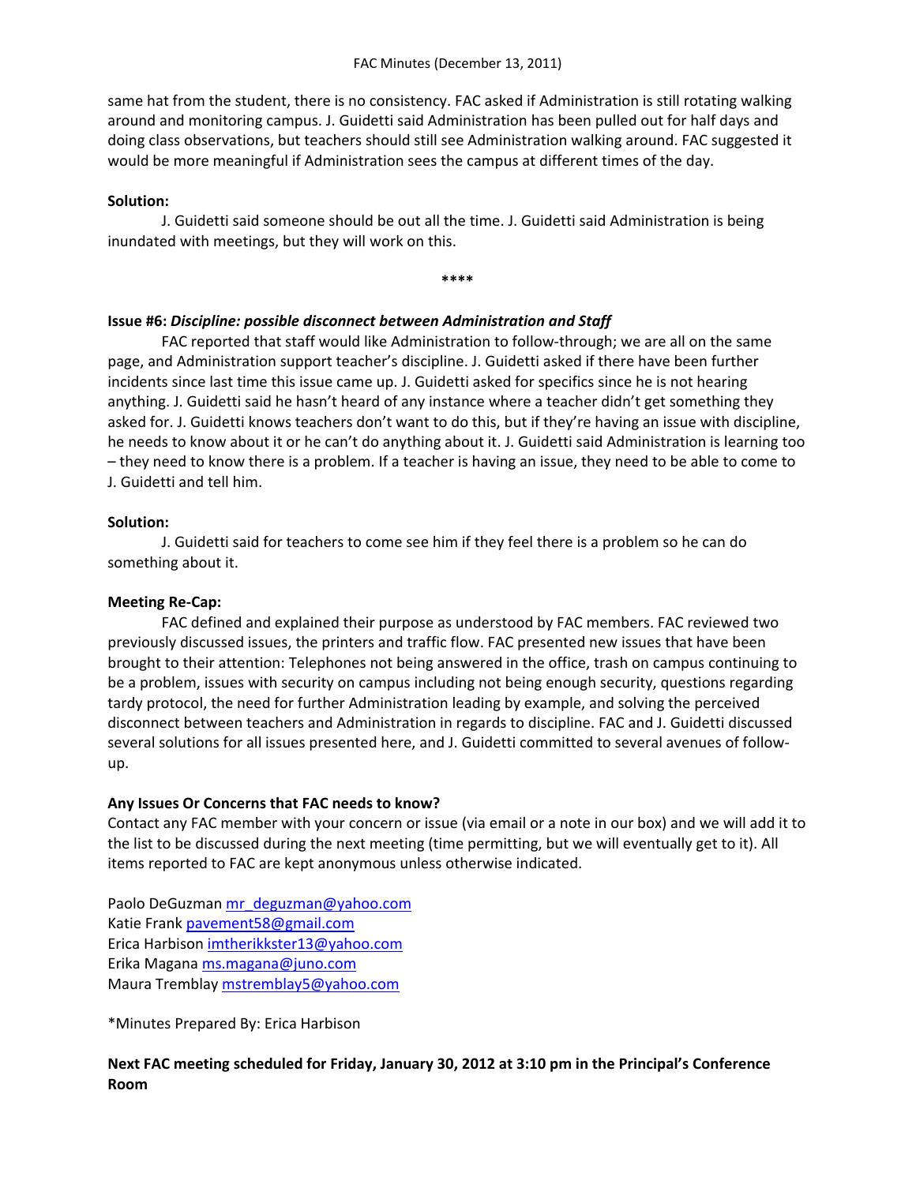same hat from the student, there is no consistency. FAC asked if Administration is still rotating walking around and monitoring campus. J. Guidetti said Administration has been pulled out for half days and doing class observations, but teachers should still see Administration walking around. FAC suggested it would be more meaningful if Administration sees the campus at different times of the day.

**Solution:**

J. Guidetti said someone should be out all the time. J. Guidetti said Administration is being inundated with meetings, but they will work on this.

****

**Issue #6: *Discipline: possible disconnect between Administration and Staff***

FAC reported that staff would like Administration to follow-through; we are all on the same page, and Administration support teacher's discipline. J. Guidetti asked if there have been further incidents since last time this issue came up. J. Guidetti asked for specifics since he is not hearing anything. J. Guidetti said he hasn't heard of any instance where a teacher didn't get something they asked for. J. Guidetti knows teachers don't want to do this, but if they're having an issue with discipline, he needs to know about it or he can't do anything about it. J. Guidetti said Administration is learning too – they need to know there is a problem. If a teacher is having an issue, they need to be able to come to J. Guidetti and tell him.

**Solution:**

J. Guidetti said for teachers to come see him if they feel there is a problem so he can do something about it.

**Meeting Re-Cap:**

FAC defined and explained their purpose as understood by FAC members. FAC reviewed two previously discussed issues, the printers and traffic flow. FAC presented new issues that have been brought to their attention: Telephones not being answered in the office, trash on campus continuing to be a problem, issues with security on campus including not being enough security, questions regarding tardy protocol, the need for further Administration leading by example, and solving the perceived disconnect between teachers and Administration in regards to discipline. FAC and J. Guidetti discussed several solutions for all issues presented here, and J. Guidetti committed to several avenues of follow-up.

**Any Issues Or Concerns that FAC needs to know?**

Contact any FAC member with your concern or issue (via email or a note in our box) and we will add it to the list to be discussed during the next meeting (time permitting, but we will eventually get to it). All items reported to FAC are kept anonymous unless otherwise indicated.

Paolo DeGuzman mr_deguzman@yahoo.com
Katie Frank pavement58@gmail.com
Erica Harbison imtherikkster13@yahoo.com
Erika Magana ms.magana@juno.com
Maura Tremblay mstremblay5@yahoo.com

*Minutes Prepared By: Erica Harbison

**Next FAC meeting scheduled for Friday, January 30, 2012 at 3:10 pm in the Principal's Conference Room**